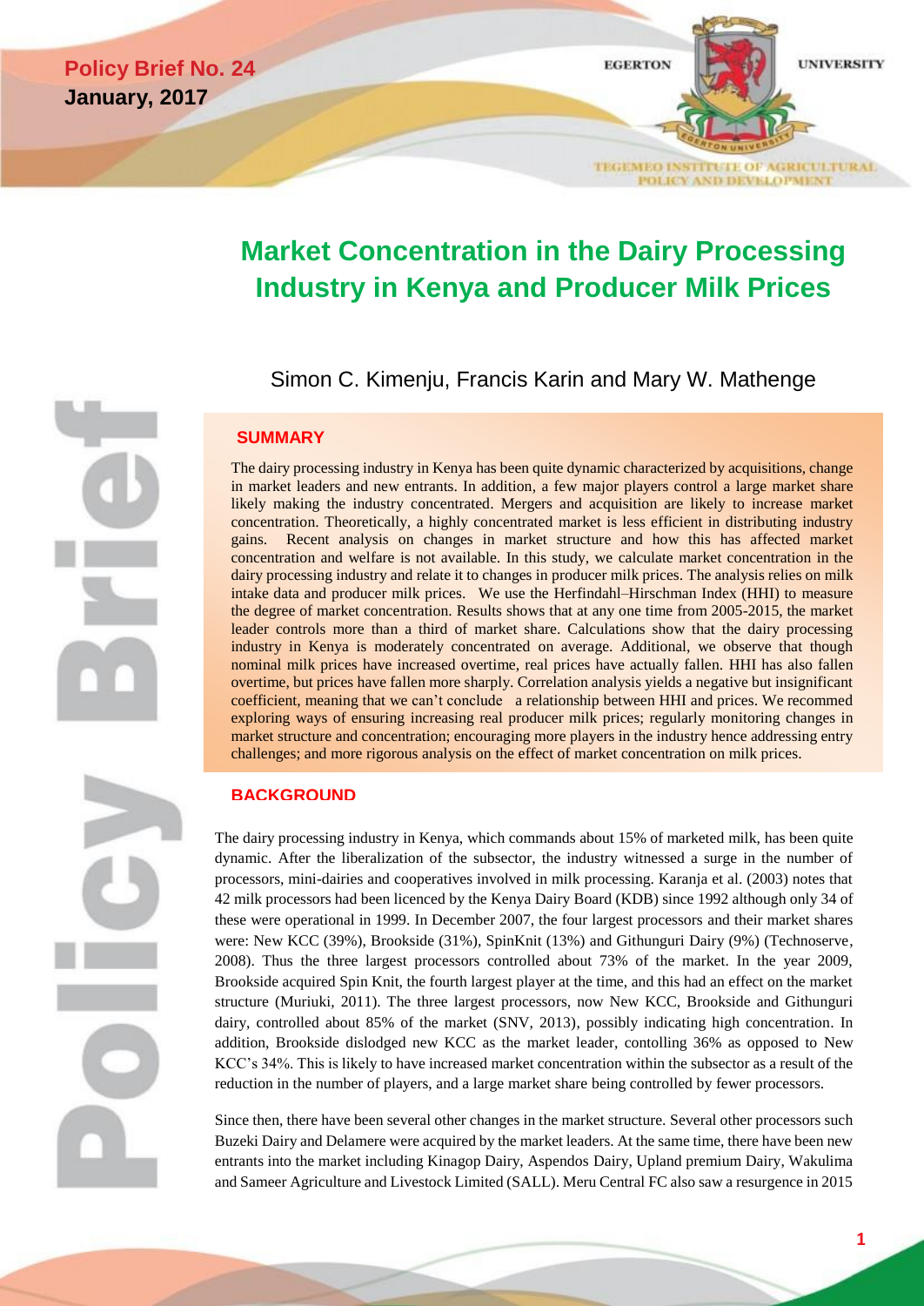Policy Brief No. 24
January, 2017

EGERTON UNIVERSITY

TEGEMEO INSTITUTE OF AGRICULTURAL POLICY AND DEVELOPMENT

# Market Concentration in the Dairy Processing Industry in Kenya and Producer Milk Prices

Simon C. Kimenju, Francis Karin and Mary W. Mathenge

## SUMMARY

The dairy processing industry in Kenya has been quite dynamic characterized by acquisitions, change in market leaders and new entrants. In addition, a few major players control a large market share likely making the industry concentrated. Mergers and acquisition are likely to increase market concentration. Theoretically, a highly concentrated market is less efficient in distributing industry gains. Recent analysis on changes in market structure and how this has affected market concentration and welfare is not available. In this study, we calculate market concentration in the dairy processing industry and relate it to changes in producer milk prices. The analysis relies on milk intake data and producer milk prices. We use the Herfindahl–Hirschman Index (HHI) to measure the degree of market concentration. Results shows that at any one time from 2005-2015, the market leader controls more than a third of market share. Calculations show that the dairy processing industry in Kenya is moderately concentrated on average. Additional, we observe that though nominal milk prices have increased overtime, real prices have actually fallen. HHI has also fallen overtime, but prices have fallen more sharply. Correlation analysis yields a negative but insignificant coefficient, meaning that we can't conclude a relationship between HHI and prices. We recommed exploring ways of ensuring increasing real producer milk prices; regularly monitoring changes in market structure and concentration; encouraging more players in the industry hence addressing entry challenges; and more rigorous analysis on the effect of market concentration on milk prices.

## BACKGROUND

The dairy processing industry in Kenya, which commands about 15% of marketed milk, has been quite dynamic. After the liberalization of the subsector, the industry witnessed a surge in the number of processors, mini-dairies and cooperatives involved in milk processing. Karanja et al. (2003) notes that 42 milk processors had been licenced by the Kenya Dairy Board (KDB) since 1992 although only 34 of these were operational in 1999. In December 2007, the four largest processors and their market shares were: New KCC (39%), Brookside (31%), SpinKnit (13%) and Githunguri Dairy (9%) (Technoserve, 2008). Thus the three largest processors controlled about 73% of the market. In the year 2009, Brookside acquired Spin Knit, the fourth largest player at the time, and this had an effect on the market structure (Muriuki, 2011). The three largest processors, now New KCC, Brookside and Githunguri dairy, controlled about 85% of the market (SNV, 2013), possibly indicating high concentration. In addition, Brookside dislodged new KCC as the market leader, contolling 36% as opposed to New KCC's 34%. This is likely to have increased market concentration within the subsector as a result of the reduction in the number of players, and a large market share being controlled by fewer processors.

Since then, there have been several other changes in the market structure. Several other processors such Buzeki Dairy and Delamere were acquired by the market leaders. At the same time, there have been new entrants into the market including Kinagop Dairy, Aspendos Dairy, Upland premium Dairy, Wakulima and Sameer Agriculture and Livestock Limited (SALL). Meru Central FC also saw a resurgence in 2015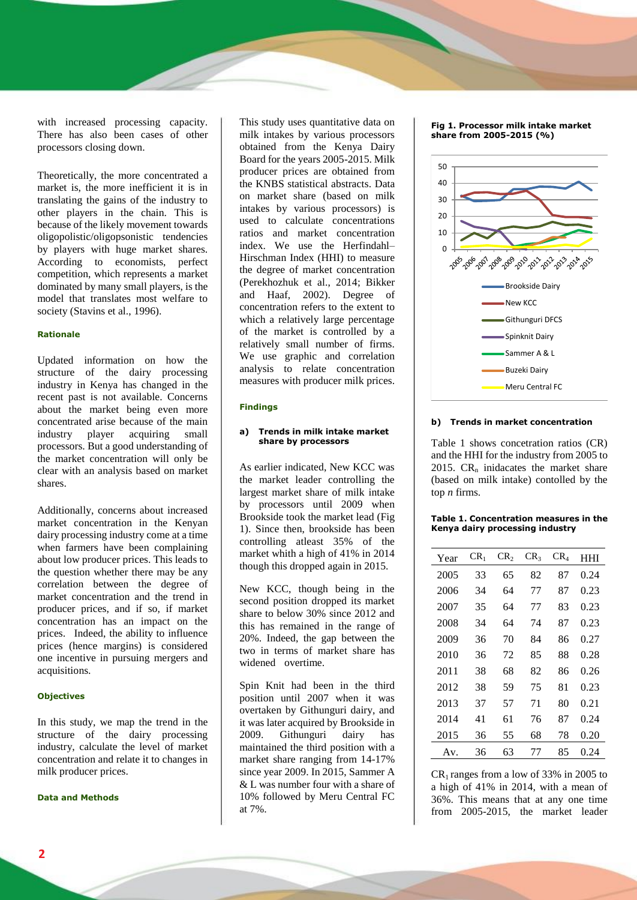with increased processing capacity. There has also been cases of other processors closing down.

Theoretically, the more concentrated a market is, the more inefficient it is in translating the gains of the industry to other players in the chain. This is because of the likely movement towards oligopolistic/oligopsonistic tendencies by players with huge market shares. According to economists, perfect competition, which represents a market dominated by many small players, is the model that translates most welfare to society (Stavins et al., 1996).

#### Rationale

Updated information on how the structure of the dairy processing industry in Kenya has changed in the recent past is not available. Concerns about the market being even more concentrated arise because of the main industry player acquiring small processors. But a good understanding of the market concentration will only be clear with an analysis based on market shares.

Additionally, concerns about increased market concentration in the Kenyan dairy processing industry come at a time when farmers have been complaining about low producer prices. This leads to the question whether there may be any correlation between the degree of market concentration and the trend in producer prices, and if so, if market concentration has an impact on the prices. Indeed, the ability to influence prices (hence margins) is considered one incentive in pursuing mergers and acquisitions.

#### Objectives

In this study, we map the trend in the structure of the dairy processing industry, calculate the level of market concentration and relate it to changes in milk producer prices.

#### Data and Methods

This study uses quantitative data on milk intakes by various processors obtained from the Kenya Dairy Board for the years 2005-2015. Milk producer prices are obtained from the KNBS statistical abstracts. Data on market share (based on milk intakes by various processors) is used to calculate concentrations ratios and market concentration index. We use the Herfindahl–Hirschman Index (HHI) to measure the degree of market concentration (Perekhozhuk et al., 2014; Bikker and Haaf, 2002). Degree of concentration refers to the extent to which a relatively large percentage of the market is controlled by a relatively small number of firms. We use graphic and correlation analysis to relate concentration measures with producer milk prices.

#### Findings

##### a) Trends in milk intake market share by processors

As earlier indicated, New KCC was the market leader controlling the largest market share of milk intake by processors until 2009 when Brookside took the market lead (Fig 1). Since then, brookside has been controlling atleast 35% of the market whith a high of 41% in 2014 though this dropped again in 2015.

New KCC, though being in the second position dropped its market share to below 30% since 2012 and this has remained in the range of 20%. Indeed, the gap between the two in terms of market share has widened overtime.

Spin Knit had been in the third position until 2007 when it was overtaken by Githunguri dairy, and it was later acquired by Brookside in 2009. Githunguri dairy has maintained the third position with a market share ranging from 14-17% since year 2009. In 2015, Sammer A & L was number four with a share of 10% followed by Meru Central FC at 7%.

**Fig 1. Processor milk intake market share from 2005-2015 (%)**

##### b) Trends in market concentration

Table 1 shows concetration ratios (CR) and the HHI for the industry from 2005 to 2015. $CR_n$ inidacates the market share (based on milk intake) contolled by the top *n* firms.

**Table 1. Concentration measures in the Kenya dairy processing industry**

| Year | $CR_1$ | $CR_2$ | $CR_3$ | $CR_4$ | HHI |
|---|---|---|---|---|---|
| 2005 | 33 | 65 | 82 | 87 | 0.24 |
| 2006 | 34 | 64 | 77 | 87 | 0.23 |
| 2007 | 35 | 64 | 77 | 83 | 0.23 |
| 2008 | 34 | 64 | 74 | 87 | 0.23 |
| 2009 | 36 | 70 | 84 | 86 | 0.27 |
| 2010 | 36 | 72 | 85 | 88 | 0.28 |
| 2011 | 38 | 68 | 82 | 86 | 0.26 |
| 2012 | 38 | 59 | 75 | 81 | 0.23 |
| 2013 | 37 | 57 | 71 | 80 | 0.21 |
| 2014 | 41 | 61 | 76 | 87 | 0.24 |
| 2015 | 36 | 55 | 68 | 78 | 0.20 |
| Av. | 36 | 63 | 77 | 85 | 0.24 |

$CR_1$ ranges from a low of 33% in 2005 to a high of 41% in 2014, with a mean of 36%. This means that at any one time from 2005-2015, the market leader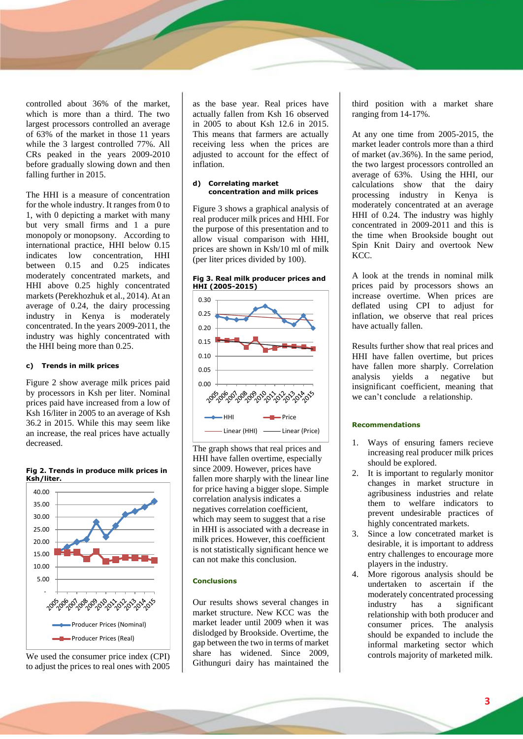controlled about 36% of the market, which is more than a third. The two largest processors controlled an average of 63% of the market in those 11 years while the 3 largest controlled 77%. All CRs peaked in the years 2009-2010 before gradually slowing down and then falling further in 2015.

The HHI is a measure of concentration for the whole industry. It ranges from 0 to 1, with 0 depicting a market with many but very small firms and 1 a pure monopoly or monopsony. According to international practice, HHI below 0.15 indicates low concentration, HHI between 0.15 and 0.25 indicates moderately concentrated markets, and HHI above 0.25 highly concentrated markets (Perekhozhuk et al., 2014). At an average of 0.24, the dairy processing industry in Kenya is moderately concentrated. In the years 2009-2011, the industry was highly concentrated with the HHI being more than 0.25.

### c) Trends in milk prices

Figure 2 show average milk prices paid by processors in Ksh per liter. Nominal prices paid have increased from a low of Ksh 16/liter in 2005 to an average of Ksh 36.2 in 2015. While this may seem like an increase, the real prices have actually decreased.

**Fig 2. Trends in produce milk prices in Ksh/liter.**

We used the consumer price index (CPI) to adjust the prices to real ones with 2005 as the base year. Real prices have actually fallen from Ksh 16 observed in 2005 to about Ksh 12.6 in 2015. This means that farmers are actually receiving less when the prices are adjusted to account for the effect of inflation.

### d) Correlating market concentration and milk prices

Figure 3 shows a graphical analysis of real producer milk prices and HHI. For the purpose of this presentation and to allow visual comparison with HHI, prices are shown in Ksh/10 ml of milk (per liter prices divided by 100).

**Fig 3. Real milk producer prices and HHI (2005-2015)**

The graph shows that real prices and HHI have fallen overtime, especially since 2009. However, prices have fallen more sharply with the linear line for price having a bigger slope. Simple correlation analysis indicates a negatives correlation coefficient, which may seem to suggest that a rise in HHI is associated with a decrease in milk prices. However, this coefficient is not statistically significant hence we can not make this conclusion.

### Conclusions

Our results shows several changes in market structure. New KCC was the market leader until 2009 when it was dislodged by Brookside. Overtime, the gap between the two in terms of market share has widened. Since 2009, Githunguri dairy has maintained the third position with a market share ranging from 14-17%.

At any one time from 2005-2015, the market leader controls more than a third of market (av.36%). In the same period, the two largest processors controlled an average of 63%. Using the HHI, our calculations show that the dairy processing industry in Kenya is moderately concentrated at an average HHI of 0.24. The industry was highly concentrated in 2009-2011 and this is the time when Brookside bought out Spin Knit Dairy and overtook New KCC.

A look at the trends in nominal milk prices paid by processors shows an increase overtime. When prices are deflated using CPI to adjust for inflation, we observe that real prices have actually fallen.

Results further show that real prices and HHI have fallen overtime, but prices have fallen more sharply. Correlation analysis yields a negative but insignificant coefficient, meaning that we can't conclude a relationship.

### Recommendations

1. Ways of ensuring famers recieve increasing real producer milk prices should be explored.
2. It is important to regularly monitor changes in market structure in agribusiness industries and relate them to welfare indicators to prevent undesirable practices of highly concentrated markets.
3. Since a low concetrated market is desirable, it is important to address entry challenges to encourage more players in the industry.
4. More rigorous analysis should be undertaken to ascertain if the moderately concentrated processing industry has a significant relationship with both producer and consumer prices. The analysis should be expanded to include the informal marketing sector which controls majority of marketed milk.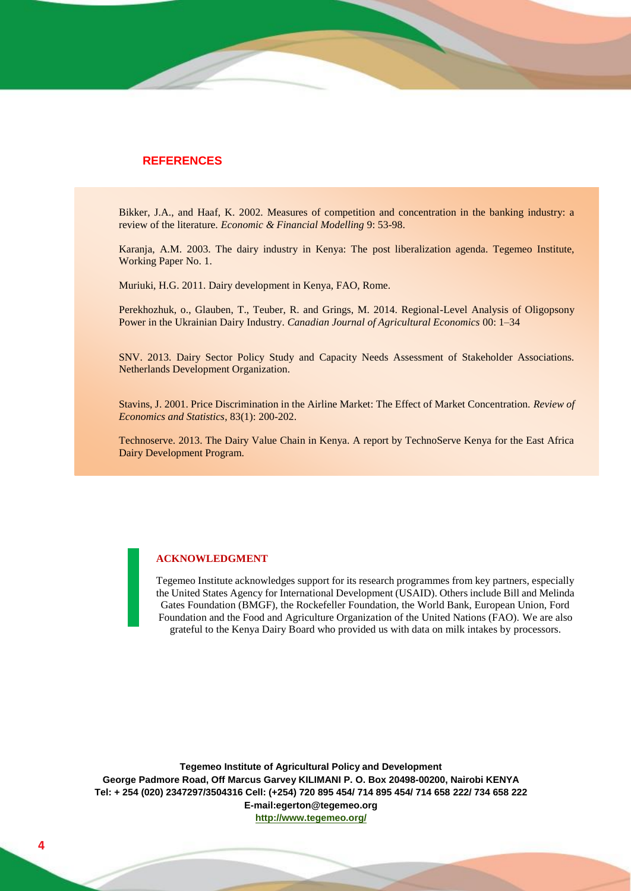## REFERENCES

Bikker, J.A., and Haaf, K. 2002. Measures of competition and concentration in the banking industry: a review of the literature. *Economic & Financial Modelling* 9: 53-98.

Karanja, A.M. 2003. The dairy industry in Kenya: The post liberalization agenda. Tegemeo Institute, Working Paper No. 1.

Muriuki, H.G. 2011. Dairy development in Kenya, FAO, Rome.

Perekhozhuk, o., Glauben, T., Teuber, R. and Grings, M. 2014. Regional-Level Analysis of Oligopsony Power in the Ukrainian Dairy Industry. *Canadian Journal of Agricultural Economics* 00: 1–34

SNV. 2013. Dairy Sector Policy Study and Capacity Needs Assessment of Stakeholder Associations. Netherlands Development Organization.

Stavins, J. 2001. Price Discrimination in the Airline Market: The Effect of Market Concentration. *Review of Economics and Statistics*, 83(1): 200-202.

Technoserve. 2013. The Dairy Value Chain in Kenya. A report by TechnoServe Kenya for the East Africa Dairy Development Program.

### ACKNOWLEDGMENT

Tegemeo Institute acknowledges support for its research programmes from key partners, especially the United States Agency for International Development (USAID). Others include Bill and Melinda Gates Foundation (BMGF), the Rockefeller Foundation, the World Bank, European Union, Ford Foundation and the Food and Agriculture Organization of the United Nations (FAO). We are also grateful to the Kenya Dairy Board who provided us with data on milk intakes by processors.

**Tegemeo Institute of Agricultural Policy and Development**
**George Padmore Road, Off Marcus Garvey KILIMANI P. O. Box 20498-00200, Nairobi KENYA**
**Tel: + 254 (020) 2347297/3504316 Cell: (+254) 720 895 454/ 714 895 454/ 714 658 222/ 734 658 222**
**E-mail:egerton@tegemeo.org**
**http://www.tegemeo.org/**